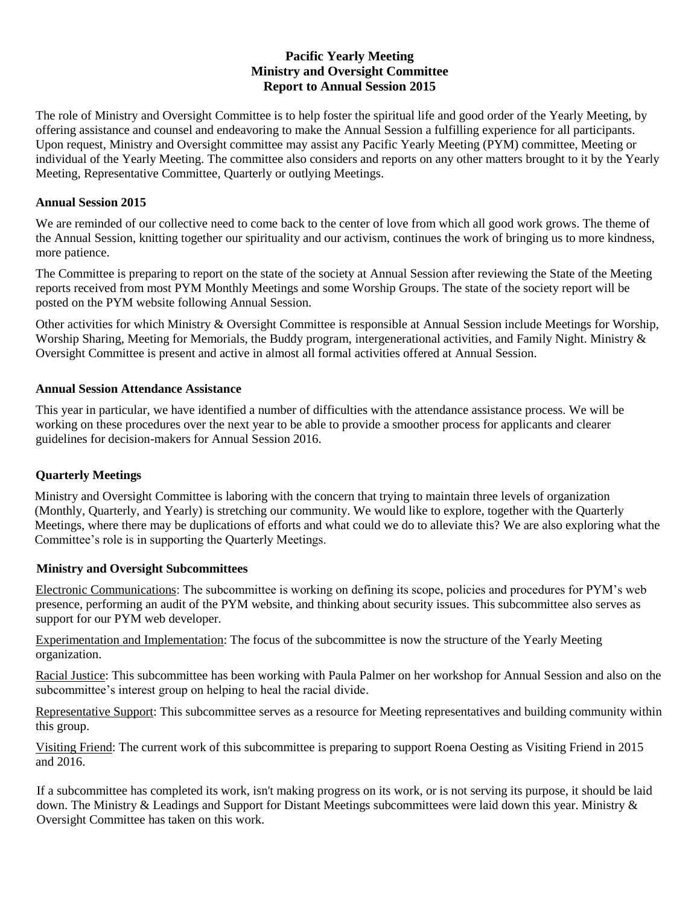# Pacific Yearly Meeting
# Ministry and Oversight Committee
# Report to Annual Session 2015

The role of Ministry and Oversight Committee is to help foster the spiritual life and good order of the Yearly Meeting, by offering assistance and counsel and endeavoring to make the Annual Session a fulfilling experience for all participants. Upon request, Ministry and Oversight committee may assist any Pacific Yearly Meeting (PYM) committee, Meeting or individual of the Yearly Meeting. The committee also considers and reports on any other matters brought to it by the Yearly Meeting, Representative Committee, Quarterly or outlying Meetings.

## Annual Session 2015

We are reminded of our collective need to come back to the center of love from which all good work grows. The theme of the Annual Session, knitting together our spirituality and our activism, continues the work of bringing us to more kindness, more patience.

The Committee is preparing to report on the state of the society at Annual Session after reviewing the State of the Meeting reports received from most PYM Monthly Meetings and some Worship Groups. The state of the society report will be posted on the PYM website following Annual Session.

Other activities for which Ministry & Oversight Committee is responsible at Annual Session include Meetings for Worship, Worship Sharing, Meeting for Memorials, the Buddy program, intergenerational activities, and Family Night. Ministry & Oversight Committee is present and active in almost all formal activities offered at Annual Session.

## Annual Session Attendance Assistance

This year in particular, we have identified a number of difficulties with the attendance assistance process. We will be working on these procedures over the next year to be able to provide a smoother process for applicants and clearer guidelines for decision-makers for Annual Session 2016.

## Quarterly Meetings

Ministry and Oversight Committee is laboring with the concern that trying to maintain three levels of organization (Monthly, Quarterly, and Yearly) is stretching our community. We would like to explore, together with the Quarterly Meetings, where there may be duplications of efforts and what could we do to alleviate this? We are also exploring what the Committee's role is in supporting the Quarterly Meetings.

## Ministry and Oversight Subcommittees

Electronic Communications: The subcommittee is working on defining its scope, policies and procedures for PYM's web presence, performing an audit of the PYM website, and thinking about security issues. This subcommittee also serves as support for our PYM web developer.

Experimentation and Implementation: The focus of the subcommittee is now the structure of the Yearly Meeting organization.

Racial Justice: This subcommittee has been working with Paula Palmer on her workshop for Annual Session and also on the subcommittee's interest group on helping to heal the racial divide.

Representative Support: This subcommittee serves as a resource for Meeting representatives and building community within this group.

Visiting Friend: The current work of this subcommittee is preparing to support Roena Oesting as Visiting Friend in 2015 and 2016.

If a subcommittee has completed its work, isn't making progress on its work, or is not serving its purpose, it should be laid down. The Ministry & Leadings and Support for Distant Meetings subcommittees were laid down this year. Ministry & Oversight Committee has taken on this work.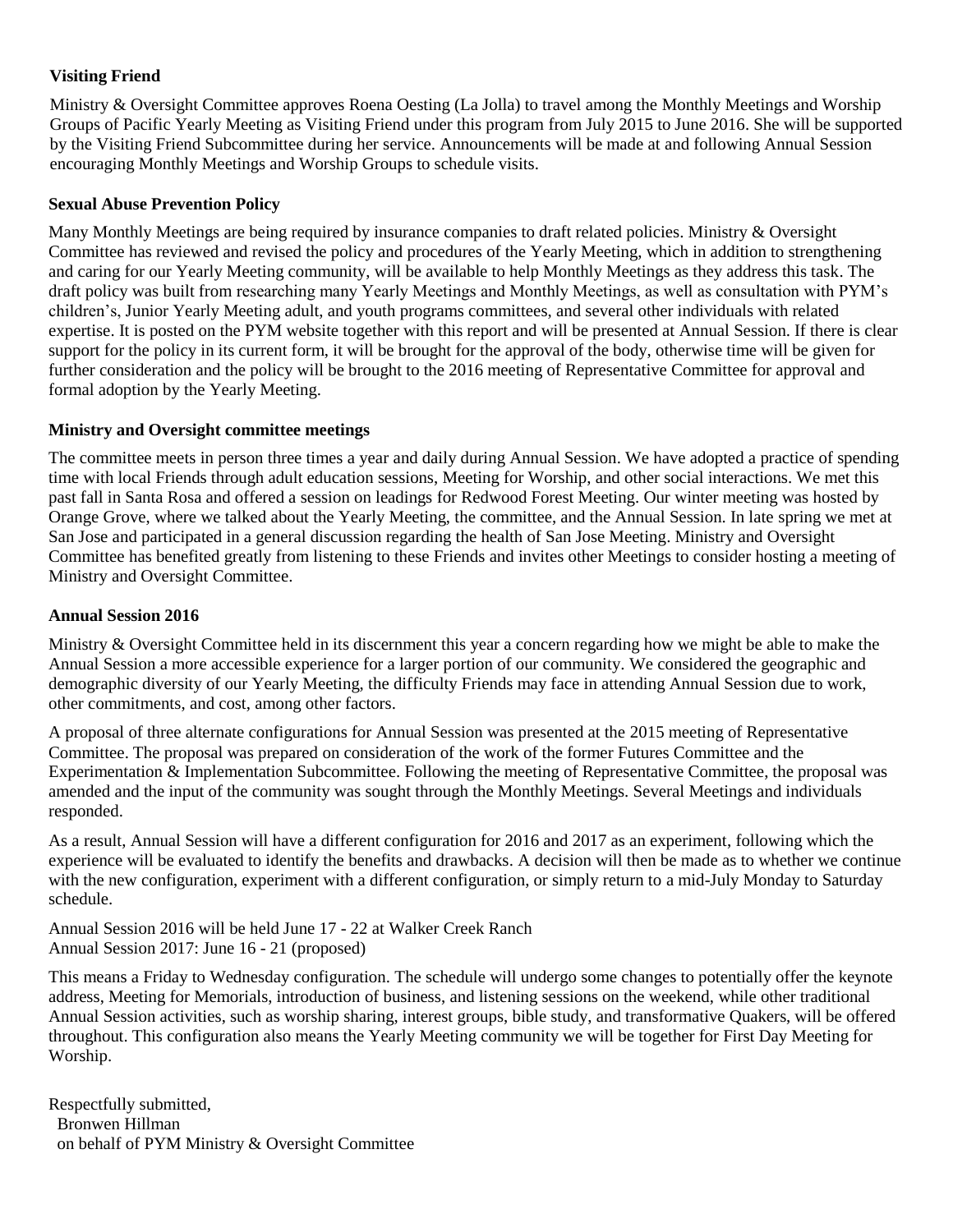### Visiting Friend

Ministry & Oversight Committee approves Roena Oesting (La Jolla) to travel among the Monthly Meetings and Worship Groups of Pacific Yearly Meeting as Visiting Friend under this program from July 2015 to June 2016. She will be supported by the Visiting Friend Subcommittee during her service. Announcements will be made at and following Annual Session encouraging Monthly Meetings and Worship Groups to schedule visits.

### Sexual Abuse Prevention Policy

Many Monthly Meetings are being required by insurance companies to draft related policies. Ministry & Oversight Committee has reviewed and revised the policy and procedures of the Yearly Meeting, which in addition to strengthening and caring for our Yearly Meeting community, will be available to help Monthly Meetings as they address this task. The draft policy was built from researching many Yearly Meetings and Monthly Meetings, as well as consultation with PYM's children's, Junior Yearly Meeting adult, and youth programs committees, and several other individuals with related expertise. It is posted on the PYM website together with this report and will be presented at Annual Session. If there is clear support for the policy in its current form, it will be brought for the approval of the body, otherwise time will be given for further consideration and the policy will be brought to the 2016 meeting of Representative Committee for approval and formal adoption by the Yearly Meeting.

### Ministry and Oversight committee meetings

The committee meets in person three times a year and daily during Annual Session. We have adopted a practice of spending time with local Friends through adult education sessions, Meeting for Worship, and other social interactions. We met this past fall in Santa Rosa and offered a session on leadings for Redwood Forest Meeting. Our winter meeting was hosted by Orange Grove, where we talked about the Yearly Meeting, the committee, and the Annual Session. In late spring we met at San Jose and participated in a general discussion regarding the health of San Jose Meeting. Ministry and Oversight Committee has benefited greatly from listening to these Friends and invites other Meetings to consider hosting a meeting of Ministry and Oversight Committee.

### Annual Session 2016

Ministry & Oversight Committee held in its discernment this year a concern regarding how we might be able to make the Annual Session a more accessible experience for a larger portion of our community. We considered the geographic and demographic diversity of our Yearly Meeting, the difficulty Friends may face in attending Annual Session due to work, other commitments, and cost, among other factors.

A proposal of three alternate configurations for Annual Session was presented at the 2015 meeting of Representative Committee. The proposal was prepared on consideration of the work of the former Futures Committee and the Experimentation & Implementation Subcommittee. Following the meeting of Representative Committee, the proposal was amended and the input of the community was sought through the Monthly Meetings. Several Meetings and individuals responded.

As a result, Annual Session will have a different configuration for 2016 and 2017 as an experiment, following which the experience will be evaluated to identify the benefits and drawbacks. A decision will then be made as to whether we continue with the new configuration, experiment with a different configuration, or simply return to a mid-July Monday to Saturday schedule.

Annual Session 2016 will be held June 17 - 22 at Walker Creek Ranch
Annual Session 2017: June 16 - 21 (proposed)

This means a Friday to Wednesday configuration. The schedule will undergo some changes to potentially offer the keynote address, Meeting for Memorials, introduction of business, and listening sessions on the weekend, while other traditional Annual Session activities, such as worship sharing, interest groups, bible study, and transformative Quakers, will be offered throughout. This configuration also means the Yearly Meeting community we will be together for First Day Meeting for Worship.

Respectfully submitted,
Bronwen Hillman
on behalf of PYM Ministry & Oversight Committee